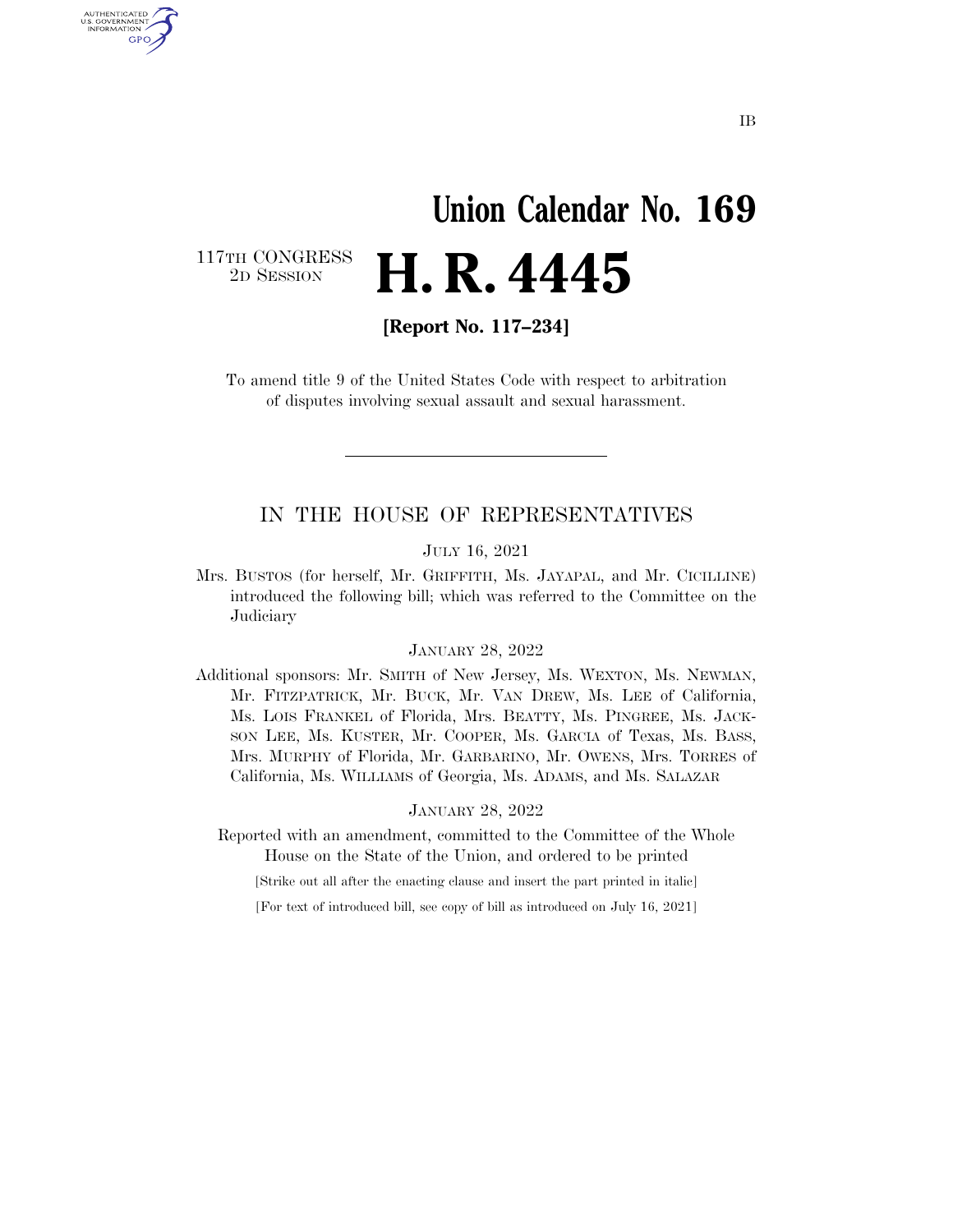IB

# Union Calendar No. 169

117TH CONGRESS
2D SESSION

# H. R. 4445

**[Report No. 117–234]**

To amend title 9 of the United States Code with respect to arbitration of disputes involving sexual assault and sexual harassment.

---

## IN THE HOUSE OF REPRESENTATIVES

JULY 16, 2021

Mrs. BUSTOS (for herself, Mr. GRIFFITH, Ms. JAYAPAL, and Mr. CICILLINE) introduced the following bill; which was referred to the Committee on the Judiciary

JANUARY 28, 2022

Additional sponsors: Mr. SMITH of New Jersey, Ms. WEXTON, Ms. NEWMAN, Mr. FITZPATRICK, Mr. BUCK, Mr. VAN DREW, Ms. LEE of California, Ms. LOIS FRANKEL of Florida, Mrs. BEATTY, Ms. PINGREE, Ms. JACKSON LEE, Ms. KUSTER, Mr. COOPER, Ms. GARCIA of Texas, Ms. BASS, Mrs. MURPHY of Florida, Mr. GARBARINO, Mr. OWENS, Mrs. TORRES of California, Ms. WILLIAMS of Georgia, Ms. ADAMS, and Ms. SALAZAR

JANUARY 28, 2022

Reported with an amendment, committed to the Committee of the Whole House on the State of the Union, and ordered to be printed

[Strike out all after the enacting clause and insert the part printed in italic]

[For text of introduced bill, see copy of bill as introduced on July 16, 2021]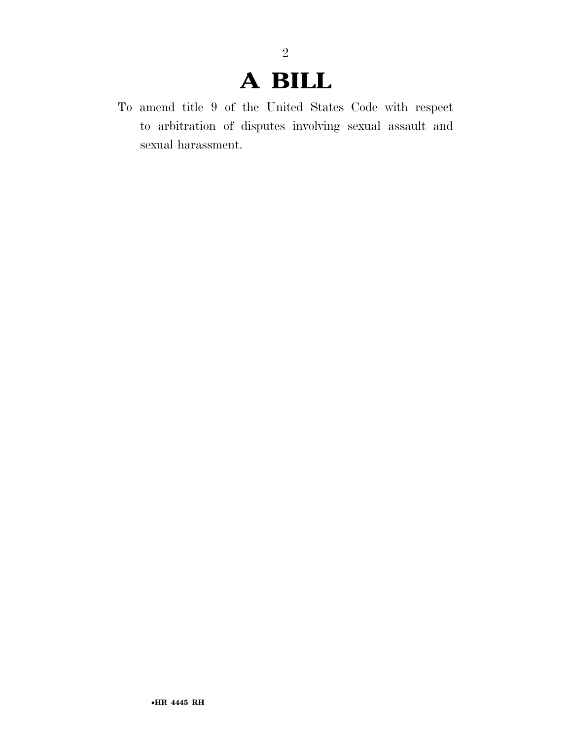# A BILL

To amend title 9 of the United States Code with respect to arbitration of disputes involving sexual assault and sexual harassment.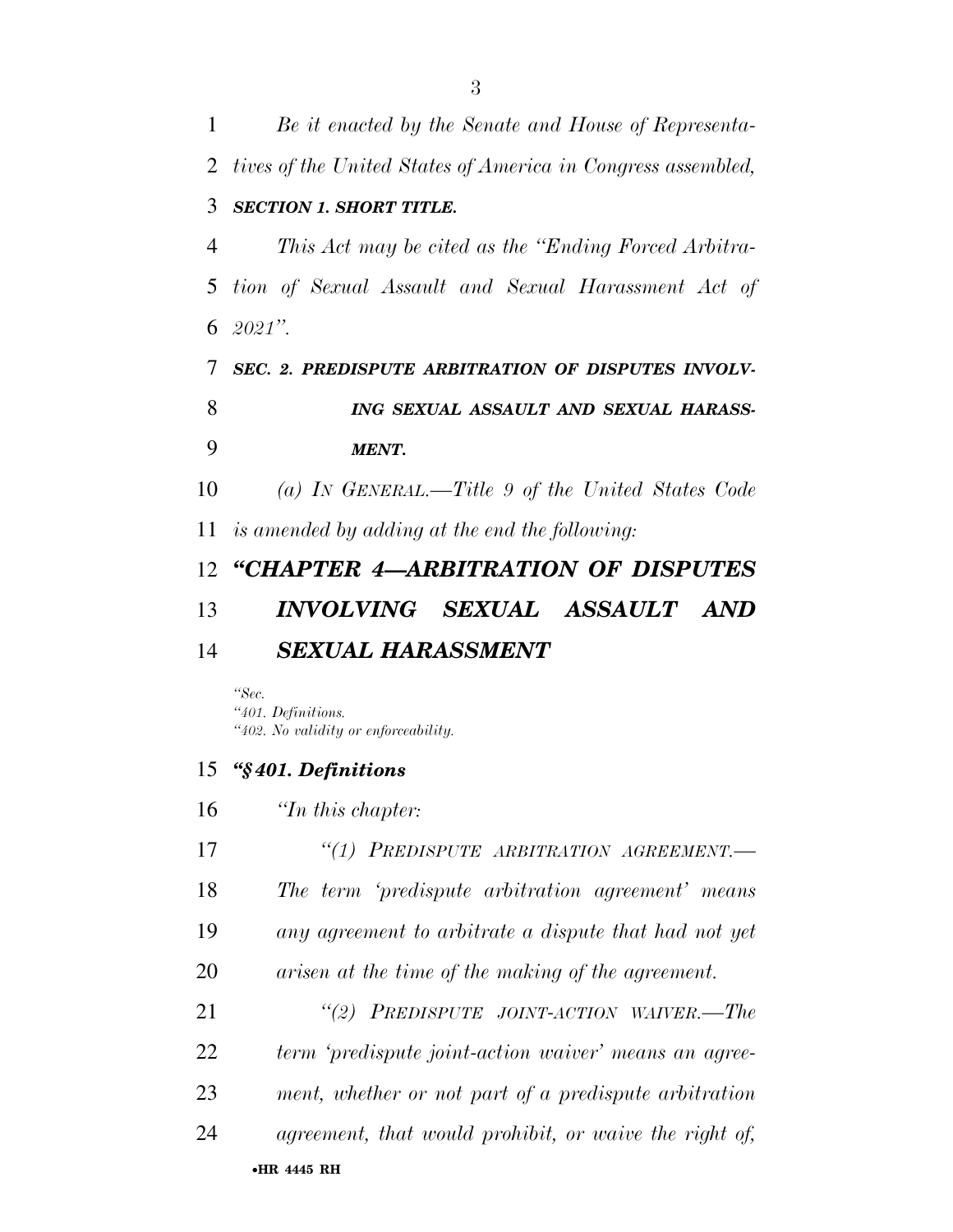*Be it enacted by the Senate and House of Representatives of the United States of America in Congress assembled,*

***SECTION 1. SHORT TITLE.***

*This Act may be cited as the "Ending Forced Arbitration of Sexual Assault and Sexual Harassment Act of 2021".*

***SEC. 2. PREDISPUTE ARBITRATION OF DISPUTES INVOLVING SEXUAL ASSAULT AND SEXUAL HARASSMENT.***

*(a) IN GENERAL.—Title 9 of the United States Code is amended by adding at the end the following:*

## *"CHAPTER 4—ARBITRATION OF DISPUTES INVOLVING SEXUAL ASSAULT AND SEXUAL HARASSMENT*

*"Sec.*
*"401. Definitions.*
*"402. No validity or enforceability.*

### *"§401. Definitions*

*"In this chapter:*

*"(1) PREDISPUTE ARBITRATION AGREEMENT.—The term 'predispute arbitration agreement' means any agreement to arbitrate a dispute that had not yet arisen at the time of the making of the agreement.*

*"(2) PREDISPUTE JOINT-ACTION WAIVER.—The term 'predispute joint-action waiver' means an agreement, whether or not part of a predispute arbitration agreement, that would prohibit, or waive the right of,*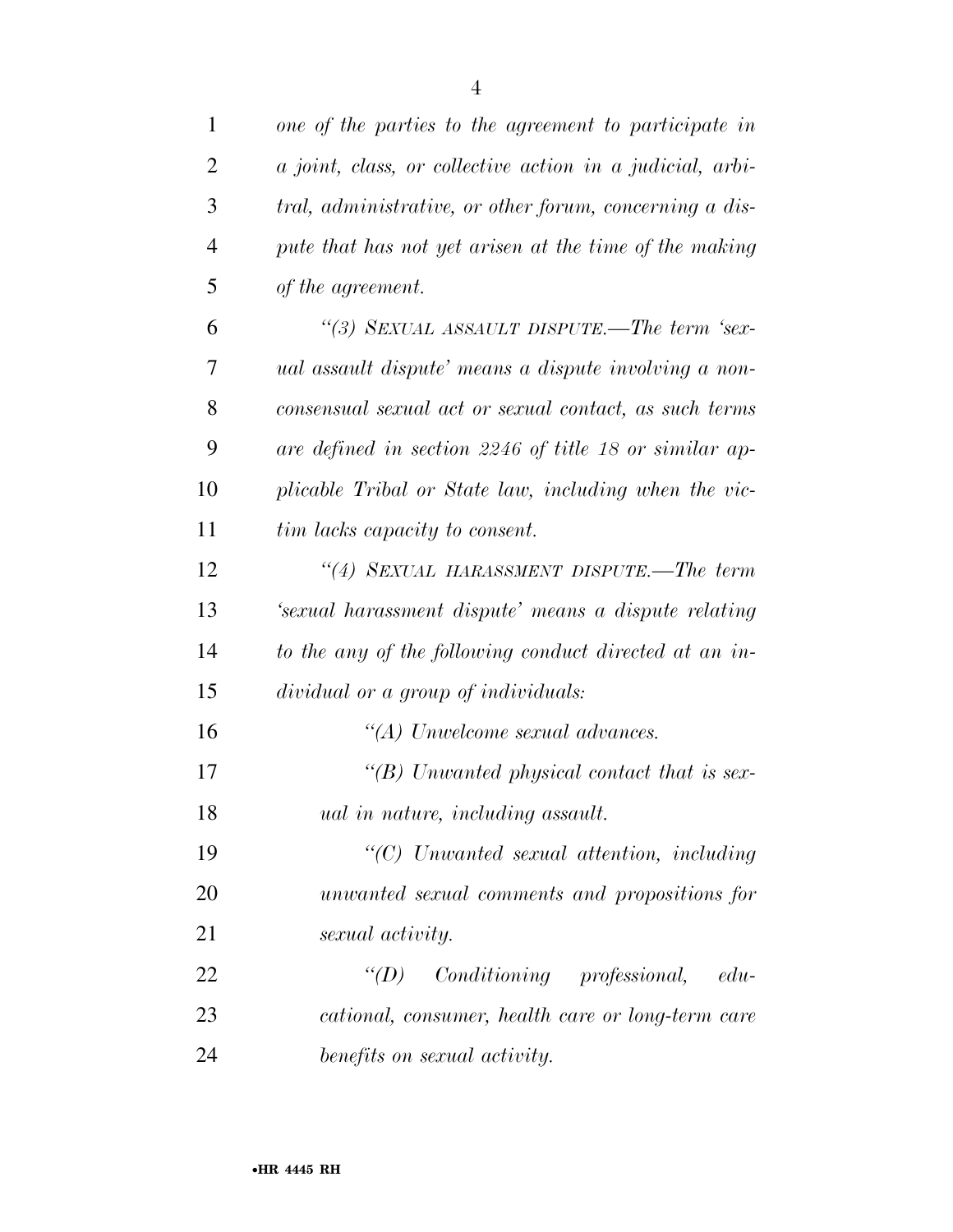*one of the parties to the agreement to participate in a joint, class, or collective action in a judicial, arbitral, administrative, or other forum, concerning a dispute that has not yet arisen at the time of the making of the agreement.*

*"(3) SEXUAL ASSAULT DISPUTE.—The term 'sexual assault dispute' means a dispute involving a nonconsensual sexual act or sexual contact, as such terms are defined in section 2246 of title 18 or similar applicable Tribal or State law, including when the victim lacks capacity to consent.*

*"(4) SEXUAL HARASSMENT DISPUTE.—The term 'sexual harassment dispute' means a dispute relating to the any of the following conduct directed at an individual or a group of individuals:*

*"(A) Unwelcome sexual advances.*

*"(B) Unwanted physical contact that is sexual in nature, including assault.*

*"(C) Unwanted sexual attention, including unwanted sexual comments and propositions for sexual activity.*

*"(D) Conditioning professional, educational, consumer, health care or long-term care benefits on sexual activity.*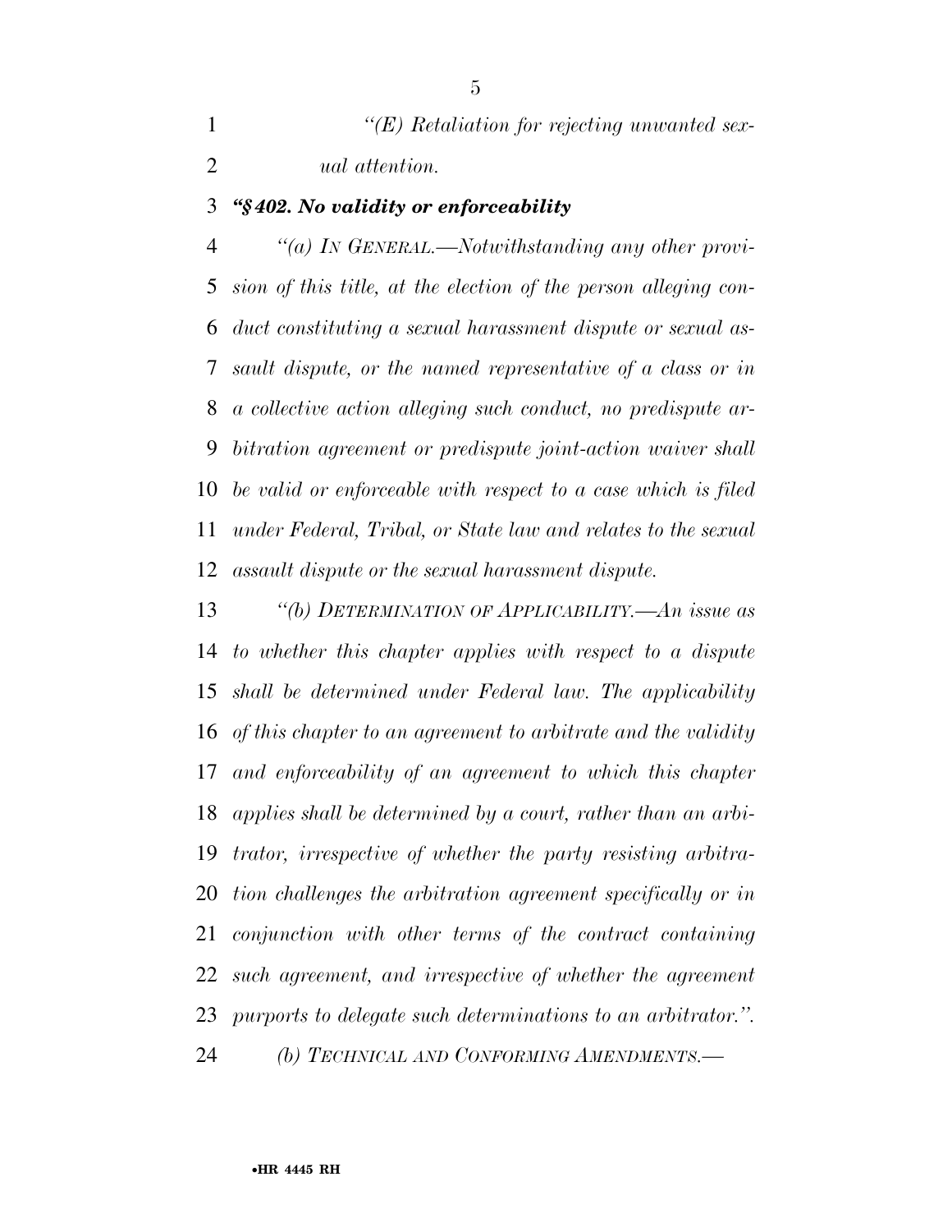*"(E) Retaliation for rejecting unwanted sexual attention.*

***"§ 402. No validity or enforceability***

*"(a) IN GENERAL.—Notwithstanding any other provision of this title, at the election of the person alleging conduct constituting a sexual harassment dispute or sexual assault dispute, or the named representative of a class or in a collective action alleging such conduct, no predispute arbitration agreement or predispute joint-action waiver shall be valid or enforceable with respect to a case which is filed under Federal, Tribal, or State law and relates to the sexual assault dispute or the sexual harassment dispute.*

*"(b) DETERMINATION OF APPLICABILITY.—An issue as to whether this chapter applies with respect to a dispute shall be determined under Federal law. The applicability of this chapter to an agreement to arbitrate and the validity and enforceability of an agreement to which this chapter applies shall be determined by a court, rather than an arbitrator, irrespective of whether the party resisting arbitration challenges the arbitration agreement specifically or in conjunction with other terms of the contract containing such agreement, and irrespective of whether the agreement purports to delegate such determinations to an arbitrator.".*

*(b) TECHNICAL AND CONFORMING AMENDMENTS.—*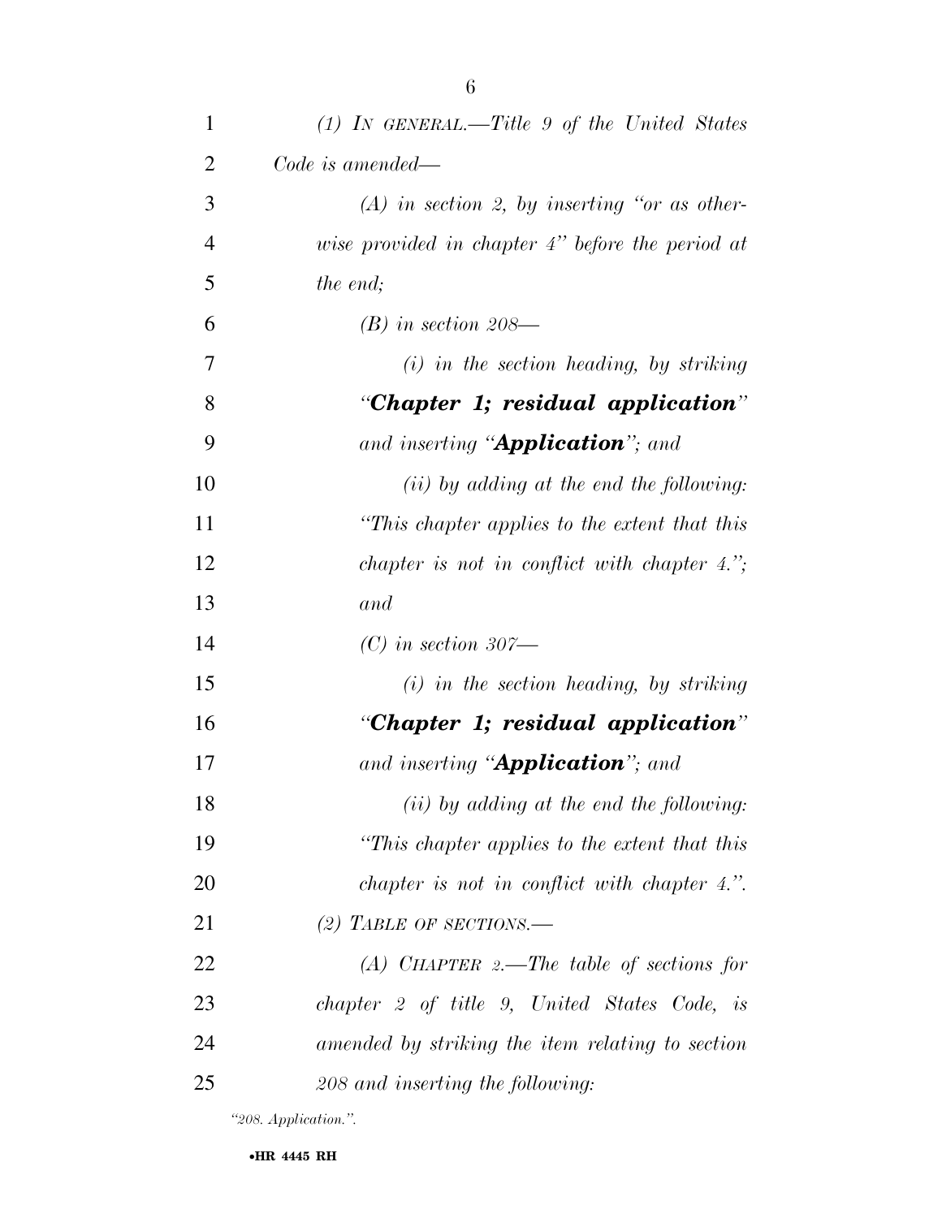*(1) IN GENERAL.—Title 9 of the United States Code is amended—*

*(A) in section 2, by inserting "or as otherwise provided in chapter 4" before the period at the end;*

*(B) in section 208—*

*(i) in the section heading, by striking "**Chapter 1; residual application**" and inserting "**Application**"; and*

*(ii) by adding at the end the following: "This chapter applies to the extent that this chapter is not in conflict with chapter 4."; and*

*(C) in section 307—*

*(i) in the section heading, by striking "**Chapter 1; residual application**" and inserting "**Application**"; and*

*(ii) by adding at the end the following: "This chapter applies to the extent that this chapter is not in conflict with chapter 4.".*

*(2) TABLE OF SECTIONS.—*

*(A) CHAPTER 2.—The table of sections for chapter 2 of title 9, United States Code, is amended by striking the item relating to section 208 and inserting the following:*

*"208. Application.".*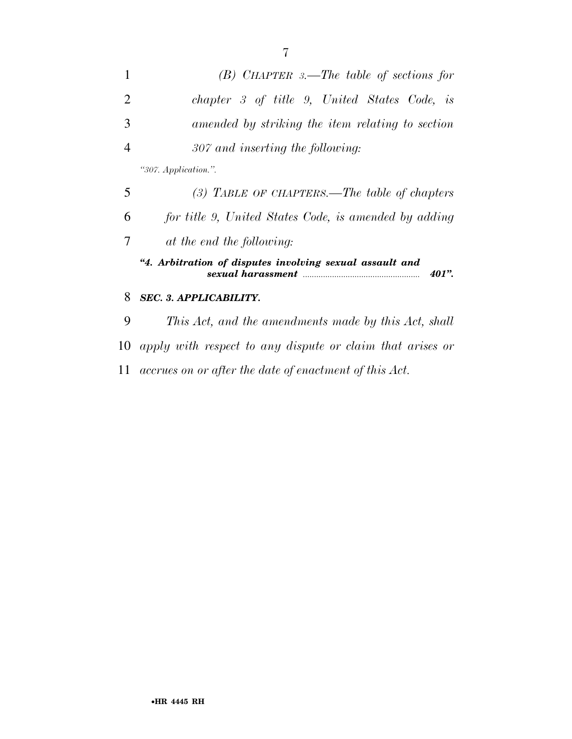*(B) CHAPTER 3.—The table of sections for chapter 3 of title 9, United States Code, is amended by striking the item relating to section 307 and inserting the following:*

*"307. Application.".*

*(3) TABLE OF CHAPTERS.—The table of chapters for title 9, United States Code, is amended by adding at the end the following:*

***"4. Arbitration of disputes involving sexual assault and sexual harassment ........ 401".***

***SEC. 3. APPLICABILITY.***

*This Act, and the amendments made by this Act, shall apply with respect to any dispute or claim that arises or accrues on or after the date of enactment of this Act.*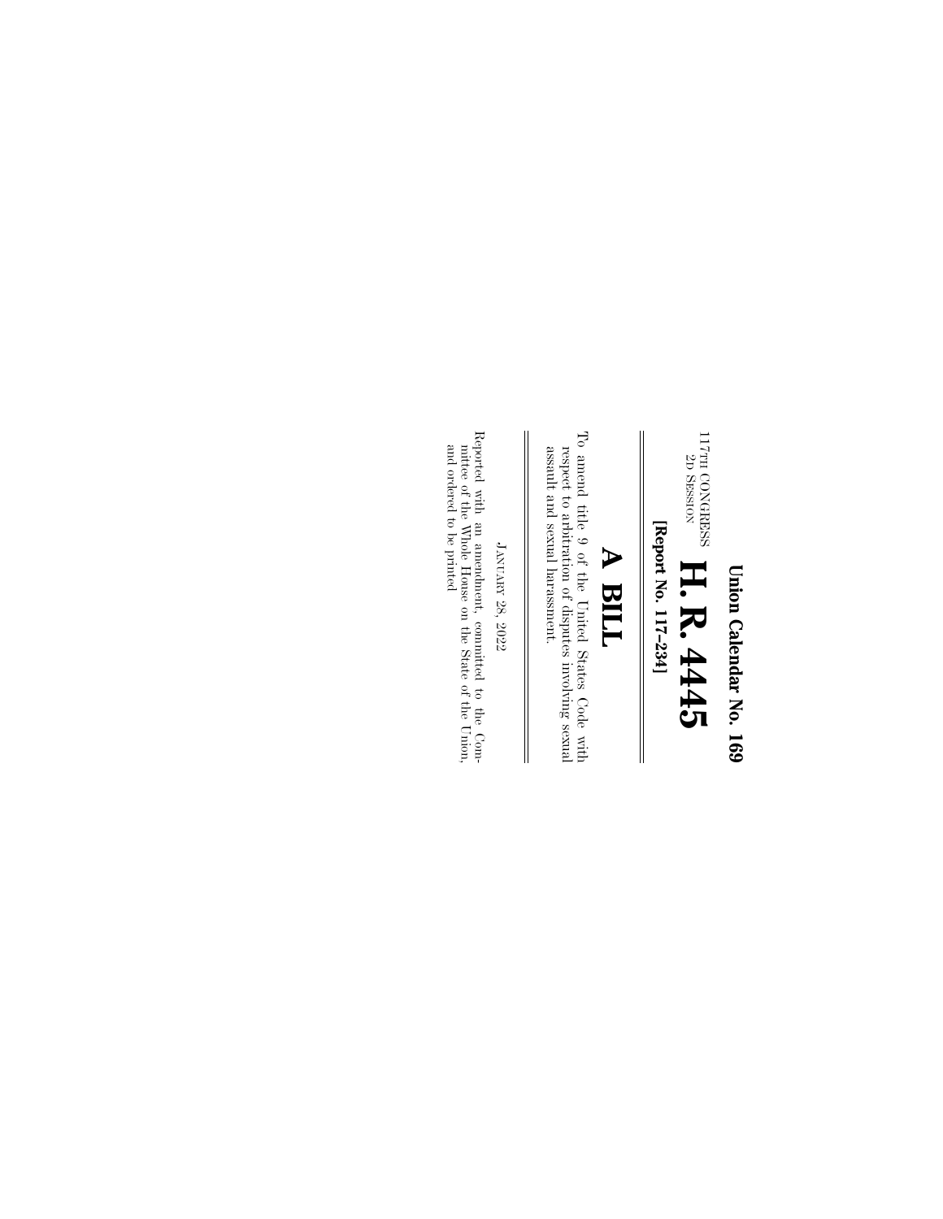# Union Calendar No. 169

117TH CONGRESS
2D SESSION

# H. R. 4445

**[Report No. 117–234]**

# A BILL

To amend title 9 of the United States Code with respect to arbitration of disputes involving sexual assault and sexual harassment.

JANUARY 28, 2022

Reported with an amendment, committed to the Committee of the Whole House on the State of the Union, and ordered to be printed